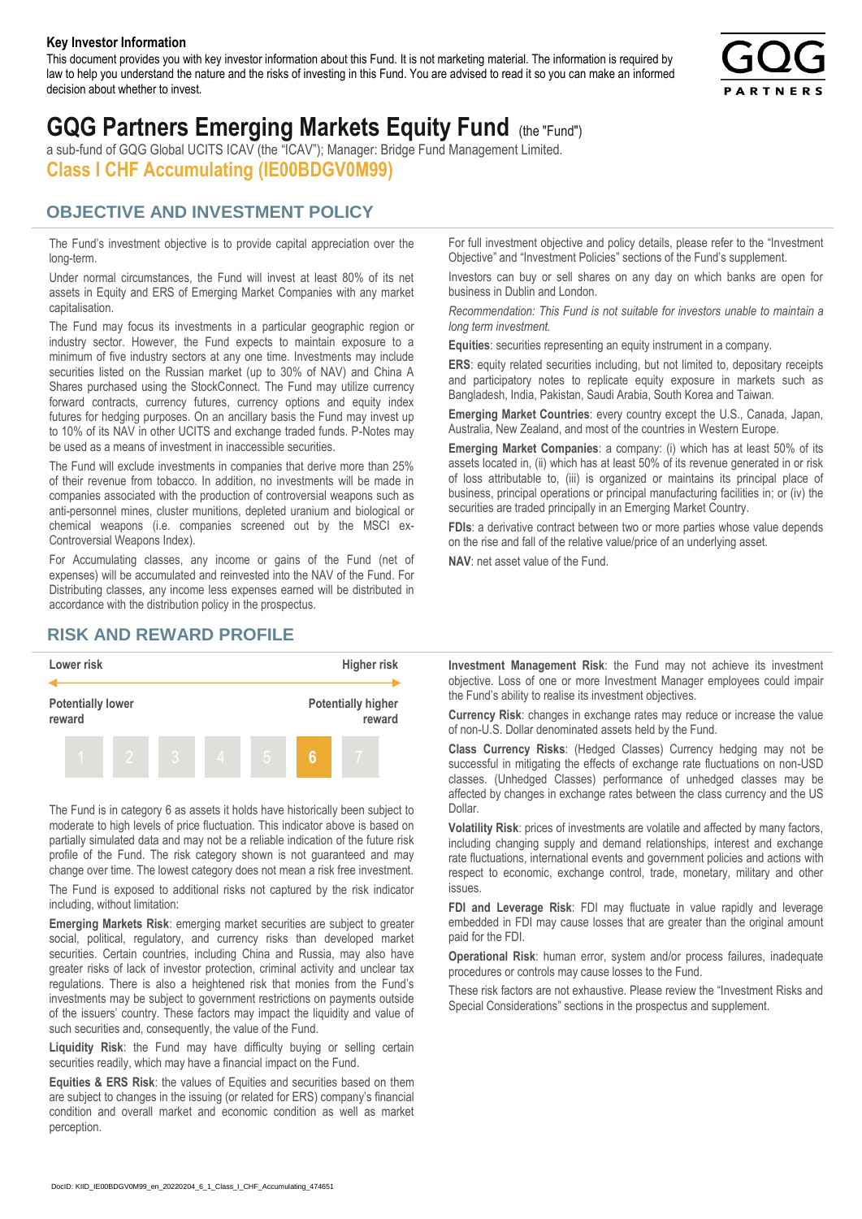**Key Investor Information**

This document provides you with key investor information about this Fund. It is not marketing material. The information is required by law to help you understand the nature and the risks of investing in this Fund. You are advised to read it so you can make an informed decision about whether to invest.

# GQG Partners Emerging Markets Equity Fund (the "Fund")

a sub-fund of GQG Global UCITS ICAV (the "ICAV"); Manager: Bridge Fund Management Limited.

**Class I CHF Accumulating (IE00BDGV0M99)**

## OBJECTIVE AND INVESTMENT POLICY

The Fund's investment objective is to provide capital appreciation over the long-term.

Under normal circumstances, the Fund will invest at least 80% of its net assets in Equity and ERS of Emerging Market Companies with any market capitalisation.

The Fund may focus its investments in a particular geographic region or industry sector. However, the Fund expects to maintain exposure to a minimum of five industry sectors at any one time. Investments may include securities listed on the Russian market (up to 30% of NAV) and China A Shares purchased using the StockConnect. The Fund may utilize currency forward contracts, currency futures, currency options and equity index futures for hedging purposes. On an ancillary basis the Fund may invest up to 10% of its NAV in other UCITS and exchange traded funds. P-Notes may be used as a means of investment in inaccessible securities.

The Fund will exclude investments in companies that derive more than 25% of their revenue from tobacco. In addition, no investments will be made in companies associated with the production of controversial weapons such as anti-personnel mines, cluster munitions, depleted uranium and biological or chemical weapons (i.e. companies screened out by the MSCI ex-Controversial Weapons Index).

For Accumulating classes, any income or gains of the Fund (net of expenses) will be accumulated and reinvested into the NAV of the Fund. For Distributing classes, any income less expenses earned will be distributed in accordance with the distribution policy in the prospectus.

For full investment objective and policy details, please refer to the "Investment Objective" and "Investment Policies" sections of the Fund's supplement.

Investors can buy or sell shares on any day on which banks are open for business in Dublin and London.

*Recommendation: This Fund is not suitable for investors unable to maintain a long term investment.*

**Equities**: securities representing an equity instrument in a company.

**ERS**: equity related securities including, but not limited to, depositary receipts and participatory notes to replicate equity exposure in markets such as Bangladesh, India, Pakistan, Saudi Arabia, South Korea and Taiwan.

**Emerging Market Countries**: every country except the U.S., Canada, Japan, Australia, New Zealand, and most of the countries in Western Europe.

**Emerging Market Companies**: a company: (i) which has at least 50% of its assets located in, (ii) which has at least 50% of its revenue generated in or risk of loss attributable to, (iii) is organized or maintains its principal place of business, principal operations or principal manufacturing facilities in; or (iv) the securities are traded principally in an Emerging Market Country.

**FDIs**: a derivative contract between two or more parties whose value depends on the rise and fall of the relative value/price of an underlying asset.

**NAV**: net asset value of the Fund.

## RISK AND REWARD PROFILE

| Lower risk | | | | | | Higher risk |
|---|---|---|---|---|---|---|
| Potentially lower reward | | | | | | Potentially higher reward |
| 1 | 2 | 3 | 4 | 5 | **6** | 7 |

The Fund is in category 6 as assets it holds have historically been subject to moderate to high levels of price fluctuation. This indicator above is based on partially simulated data and may not be a reliable indication of the future risk profile of the Fund. The risk category shown is not guaranteed and may change over time. The lowest category does not mean a risk free investment.

The Fund is exposed to additional risks not captured by the risk indicator including, without limitation:

**Emerging Markets Risk**: emerging market securities are subject to greater social, political, regulatory, and currency risks than developed market securities. Certain countries, including China and Russia, may also have greater risks of lack of investor protection, criminal activity and unclear tax regulations. There is also a heightened risk that monies from the Fund's investments may be subject to government restrictions on payments outside of the issuers' country. These factors may impact the liquidity and value of such securities and, consequently, the value of the Fund.

**Liquidity Risk**: the Fund may have difficulty buying or selling certain securities readily, which may have a financial impact on the Fund.

**Equities & ERS Risk**: the values of Equities and securities based on them are subject to changes in the issuing (or related for ERS) company's financial condition and overall market and economic condition as well as market perception.

**Investment Management Risk**: the Fund may not achieve its investment objective. Loss of one or more Investment Manager employees could impair the Fund's ability to realise its investment objectives.

**Currency Risk**: changes in exchange rates may reduce or increase the value of non-U.S. Dollar denominated assets held by the Fund.

**Class Currency Risks**: (Hedged Classes) Currency hedging may not be successful in mitigating the effects of exchange rate fluctuations on non-USD classes. (Unhedged Classes) performance of unhedged classes may be affected by changes in exchange rates between the class currency and the US Dollar.

**Volatility Risk**: prices of investments are volatile and affected by many factors, including changing supply and demand relationships, interest and exchange rate fluctuations, international events and government policies and actions with respect to economic, exchange control, trade, monetary, military and other issues.

**FDI and Leverage Risk**: FDI may fluctuate in value rapidly and leverage embedded in FDI may cause losses that are greater than the original amount paid for the FDI.

**Operational Risk**: human error, system and/or process failures, inadequate procedures or controls may cause losses to the Fund.

These risk factors are not exhaustive. Please review the "Investment Risks and Special Considerations" sections in the prospectus and supplement.

DocID: KIID_IE00BDGV0M99_en_20220204_6_1_Class_I_CHF_Accumulating_474651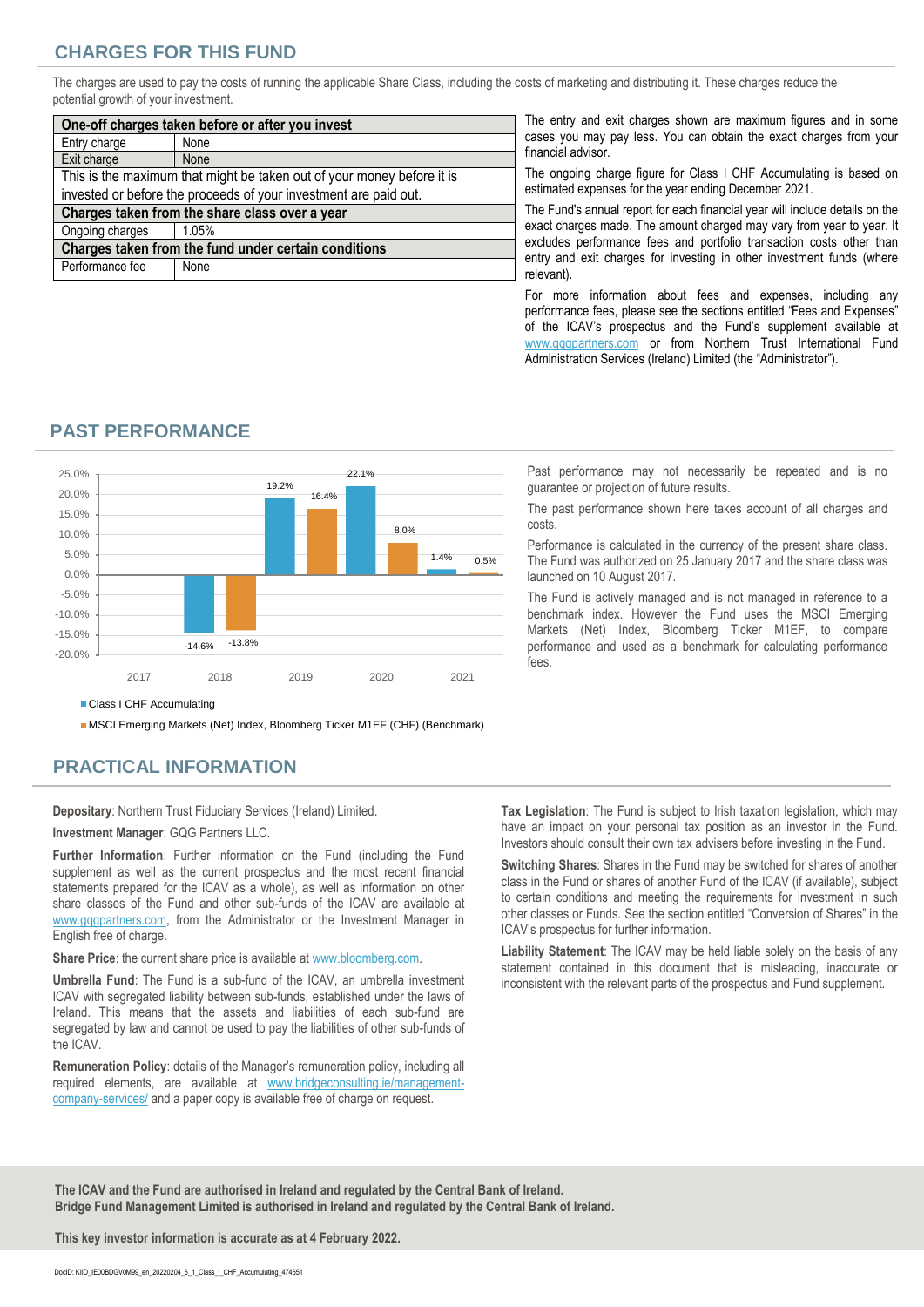## CHARGES FOR THIS FUND

The charges are used to pay the costs of running the applicable Share Class, including the costs of marketing and distributing it. These charges reduce the potential growth of your investment.

| | |
|---|---|
| **One-off charges taken before or after you invest** | |
| Entry charge | None |
| Exit charge | None |
| This is the maximum that might be taken out of your money before it is invested or before the proceeds of your investment are paid out. | |
| **Charges taken from the share class over a year** | |
| Ongoing charges | 1.05% |
| **Charges taken from the fund under certain conditions** | |
| Performance fee | None |

The entry and exit charges shown are maximum figures and in some cases you may pay less. You can obtain the exact charges from your financial advisor.

The ongoing charge figure for Class I CHF Accumulating is based on estimated expenses for the year ending December 2021.

The Fund's annual report for each financial year will include details on the exact charges made. The amount charged may vary from year to year. It excludes performance fees and portfolio transaction costs other than entry and exit charges for investing in other investment funds (where relevant).

For more information about fees and expenses, including any performance fees, please see the sections entitled "Fees and Expenses" of the ICAV's prospectus and the Fund's supplement available at www.gqgpartners.com or from Northern Trust International Fund Administration Services (Ireland) Limited (the "Administrator").

## PAST PERFORMANCE

25.0%
20.0%
15.0%
10.0%
5.0%
0.0%
-5.0%
-10.0%
-15.0%
-20.0%

-14.6% -13.8% 19.2% 16.4% 22.1% 8.0% 1.4% 0.5%

2017 2018 2019 2020 2021

Class I CHF Accumulating

MSCI Emerging Markets (Net) Index, Bloomberg Ticker M1EF (CHF) (Benchmark)

Past performance may not necessarily be repeated and is no guarantee or projection of future results.

The past performance shown here takes account of all charges and costs.

Performance is calculated in the currency of the present share class. The Fund was authorized on 25 January 2017 and the share class was launched on 10 August 2017.

The Fund is actively managed and is not managed in reference to a benchmark index. However the Fund uses the MSCI Emerging Markets (Net) Index, Bloomberg Ticker M1EF, to compare performance and used as a benchmark for calculating performance fees.

## PRACTICAL INFORMATION

**Depositary**: Northern Trust Fiduciary Services (Ireland) Limited.

**Investment Manager**: GQG Partners LLC.

**Further Information**: Further information on the Fund (including the Fund supplement as well as the current prospectus and the most recent financial statements prepared for the ICAV as a whole), as well as information on other share classes of the Fund and other sub-funds of the ICAV are available at www.gqgpartners.com, from the Administrator or the Investment Manager in English free of charge.

**Share Price**: the current share price is available at www.bloomberg.com.

**Umbrella Fund**: The Fund is a sub-fund of the ICAV, an umbrella investment ICAV with segregated liability between sub-funds, established under the laws of Ireland. This means that the assets and liabilities of each sub-fund are segregated by law and cannot be used to pay the liabilities of other sub-funds of the ICAV.

**Remuneration Policy**: details of the Manager's remuneration policy, including all required elements, are available at www.bridgeconsulting.ie/management-company-services/ and a paper copy is available free of charge on request.

**Tax Legislation**: The Fund is subject to Irish taxation legislation, which may have an impact on your personal tax position as an investor in the Fund. Investors should consult their own tax advisers before investing in the Fund.

**Switching Shares**: Shares in the Fund may be switched for shares of another class in the Fund or shares of another Fund of the ICAV (if available), subject to certain conditions and meeting the requirements for investment in such other classes or Funds. See the section entitled "Conversion of Shares" in the ICAV's prospectus for further information.

**Liability Statement**: The ICAV may be held liable solely on the basis of any statement contained in this document that is misleading, inaccurate or inconsistent with the relevant parts of the prospectus and Fund supplement.

**The ICAV and the Fund are authorised in Ireland and regulated by the Central Bank of Ireland.**
**Bridge Fund Management Limited is authorised in Ireland and regulated by the Central Bank of Ireland.**

**This key investor information is accurate as at 4 February 2022.**

DocID: KIID_IE00BDGV0M99_en_20220204_6_1_Class_I_CHF_Accumulating_474651